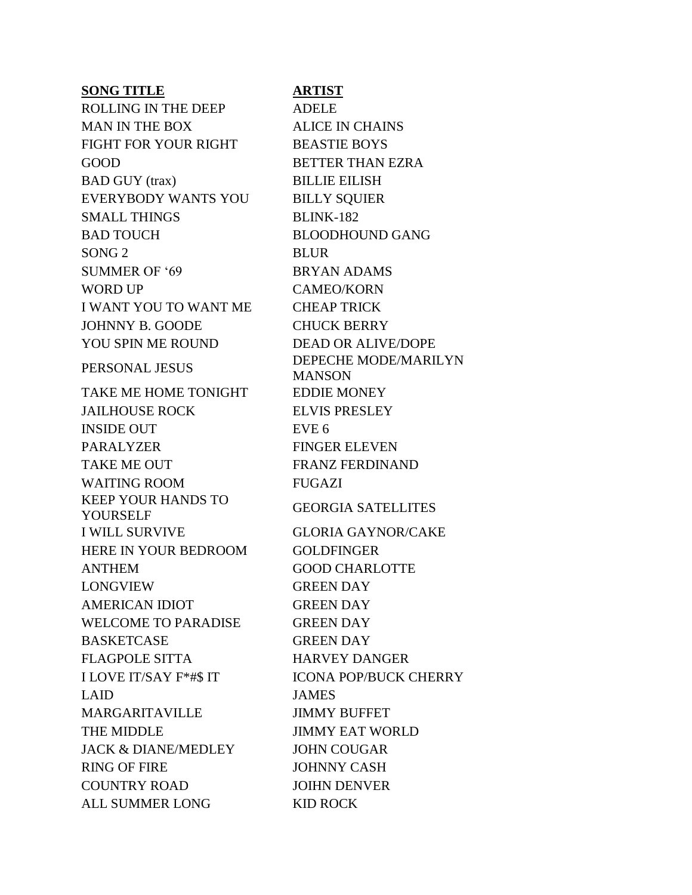| SONG TITLE | ARTIST |
| --- | --- |
| ROLLING IN THE DEEP | ADELE |
| MAN IN THE BOX | ALICE IN CHAINS |
| FIGHT FOR YOUR RIGHT | BEASTIE BOYS |
| GOOD | BETTER THAN EZRA |
| BAD GUY (trax) | BILLIE EILISH |
| EVERYBODY WANTS YOU | BILLY SQUIER |
| SMALL THINGS | BLINK-182 |
| BAD TOUCH | BLOODHOUND GANG |
| SONG 2 | BLUR |
| SUMMER OF '69 | BRYAN ADAMS |
| WORD UP | CAMEO/KORN |
| I WANT YOU TO WANT ME | CHEAP TRICK |
| JOHNNY B. GOODE | CHUCK BERRY |
| YOU SPIN ME ROUND | DEAD OR ALIVE/DOPE |
| PERSONAL JESUS | DEPECHE MODE/MARILYN MANSON |
| TAKE ME HOME TONIGHT | EDDIE MONEY |
| JAILHOUSE ROCK | ELVIS PRESLEY |
| INSIDE OUT | EVE 6 |
| PARALYZER | FINGER ELEVEN |
| TAKE ME OUT | FRANZ FERDINAND |
| WAITING ROOM | FUGAZI |
| KEEP YOUR HANDS TO YOURSELF | GEORGIA SATELLITES |
| I WILL SURVIVE | GLORIA GAYNOR/CAKE |
| HERE IN YOUR BEDROOM | GOLDFINGER |
| ANTHEM | GOOD CHARLOTTE |
| LONGVIEW | GREEN DAY |
| AMERICAN IDIOT | GREEN DAY |
| WELCOME TO PARADISE | GREEN DAY |
| BASKETCASE | GREEN DAY |
| FLAGPOLE SITTA | HARVEY DANGER |
| I LOVE IT/SAY F*#$ IT | ICONA POP/BUCK CHERRY |
| LAID | JAMES |
| MARGARITAVILLE | JIMMY BUFFET |
| THE MIDDLE | JIMMY EAT WORLD |
| JACK & DIANE/MEDLEY | JOHN COUGAR |
| RING OF FIRE | JOHNNY CASH |
| COUNTRY ROAD | JOIHN DENVER |
| ALL SUMMER LONG | KID ROCK |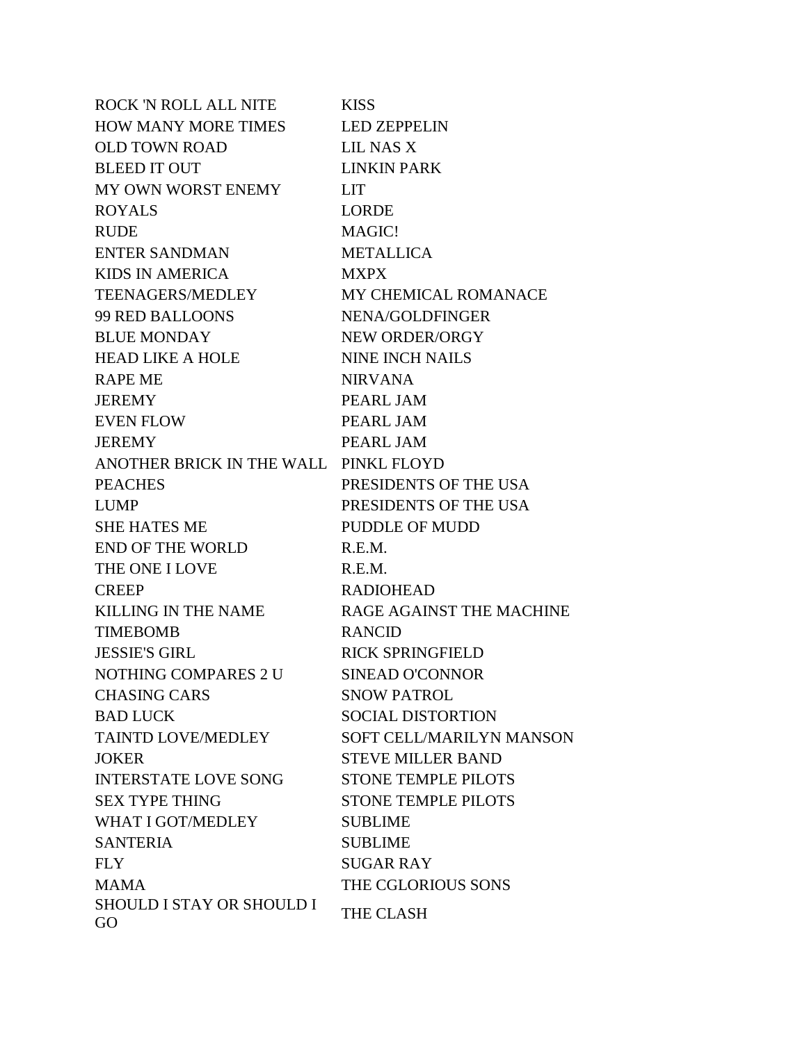| | |
|---|---|
| ROCK 'N ROLL ALL NITE | KISS |
| HOW MANY MORE TIMES | LED ZEPPELIN |
| OLD TOWN ROAD | LIL NAS X |
| BLEED IT OUT | LINKIN PARK |
| MY OWN WORST ENEMY | LIT |
| ROYALS | LORDE |
| RUDE | MAGIC! |
| ENTER SANDMAN | METALLICA |
| KIDS IN AMERICA | MXPX |
| TEENAGERS/MEDLEY | MY CHEMICAL ROMANACE |
| 99 RED BALLOONS | NENA/GOLDFINGER |
| BLUE MONDAY | NEW ORDER/ORGY |
| HEAD LIKE A HOLE | NINE INCH NAILS |
| RAPE ME | NIRVANA |
| JEREMY | PEARL JAM |
| EVEN FLOW | PEARL JAM |
| JEREMY | PEARL JAM |
| ANOTHER BRICK IN THE WALL | PINKL FLOYD |
| PEACHES | PRESIDENTS OF THE USA |
| LUMP | PRESIDENTS OF THE USA |
| SHE HATES ME | PUDDLE OF MUDD |
| END OF THE WORLD | R.E.M. |
| THE ONE I LOVE | R.E.M. |
| CREEP | RADIOHEAD |
| KILLING IN THE NAME | RAGE AGAINST THE MACHINE |
| TIMEBOMB | RANCID |
| JESSIE'S GIRL | RICK SPRINGFIELD |
| NOTHING COMPARES 2 U | SINEAD O'CONNOR |
| CHASING CARS | SNOW PATROL |
| BAD LUCK | SOCIAL DISTORTION |
| TAINTD LOVE/MEDLEY | SOFT CELL/MARILYN MANSON |
| JOKER | STEVE MILLER BAND |
| INTERSTATE LOVE SONG | STONE TEMPLE PILOTS |
| SEX TYPE THING | STONE TEMPLE PILOTS |
| WHAT I GOT/MEDLEY | SUBLIME |
| SANTERIA | SUBLIME |
| FLY | SUGAR RAY |
| MAMA | THE CGLORIOUS SONS |
| SHOULD I STAY OR SHOULD I GO | THE CLASH |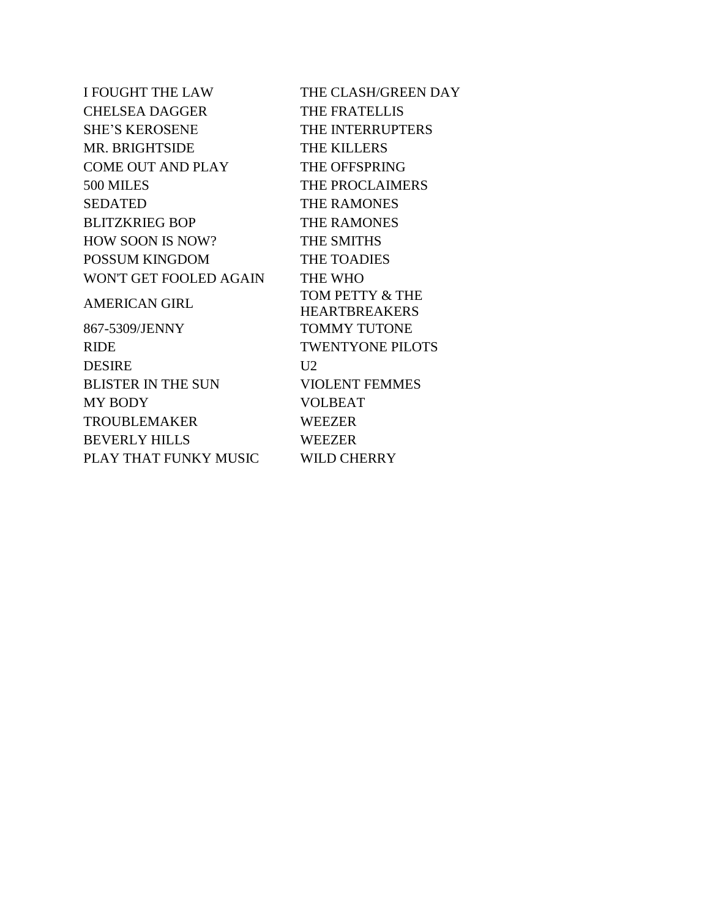| | |
|---|---|
| I FOUGHT THE LAW | THE CLASH/GREEN DAY |
| CHELSEA DAGGER | THE FRATELLIS |
| SHE'S KEROSENE | THE INTERRUPTERS |
| MR. BRIGHTSIDE | THE KILLERS |
| COME OUT AND PLAY | THE OFFSPRING |
| 500 MILES | THE PROCLAIMERS |
| SEDATED | THE RAMONES |
| BLITZKRIEG BOP | THE RAMONES |
| HOW SOON IS NOW? | THE SMITHS |
| POSSUM KINGDOM | THE TOADIES |
| WON'T GET FOOLED AGAIN | THE WHO |
| AMERICAN GIRL | TOM PETTY & THE HEARTBREAKERS |
| 867-5309/JENNY | TOMMY TUTONE |
| RIDE | TWENTYONE PILOTS |
| DESIRE | U2 |
| BLISTER IN THE SUN | VIOLENT FEMMES |
| MY BODY | VOLBEAT |
| TROUBLEMAKER | WEEZER |
| BEVERLY HILLS | WEEZER |
| PLAY THAT FUNKY MUSIC | WILD CHERRY |